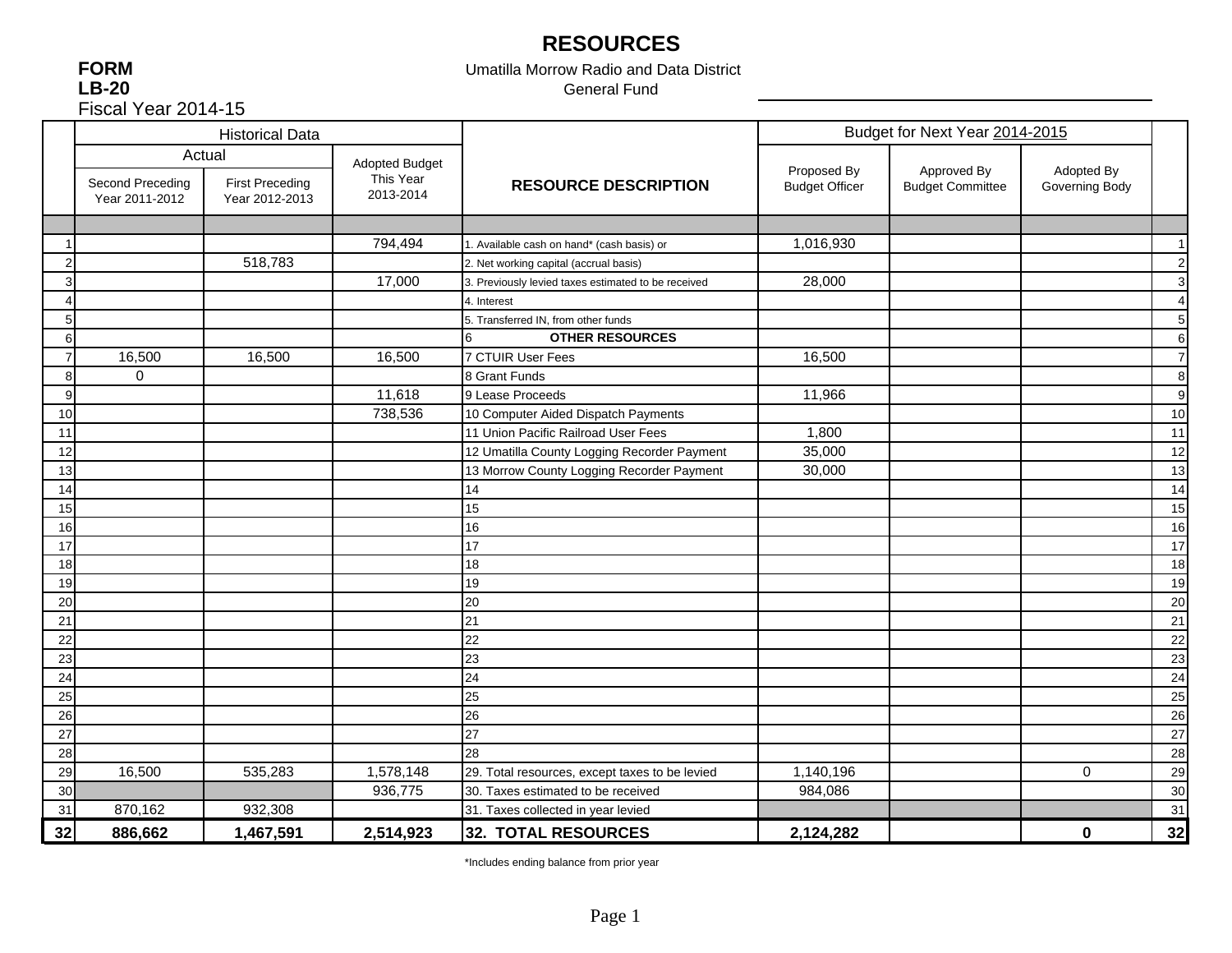# RESOURCES

**FORM LB-20**
Fiscal Year 2014-15

Umatilla Morrow Radio and Data District
General Fund

| | Historical Data | | | | Budget for Next Year 2014-2015 | | | |
|---|---|---|---|---|---|---|---|---|
| | Actual | | Adopted Budget This Year 2013-2014 | RESOURCE DESCRIPTION | Proposed By Budget Officer | Approved By Budget Committee | Adopted By Governing Body | |
| | Second Preceding Year 2011-2012 | First Preceding Year 2012-2013 | | | | | | |
| 1 | | | 794,494 | 1. Available cash on hand* (cash basis) or | 1,016,930 | | | 1 |
| 2 | | 518,783 | | 2. Net working capital (accrual basis) | | | | 2 |
| 3 | | | 17,000 | 3. Previously levied taxes estimated to be received | 28,000 | | | 3 |
| 4 | | | | 4. Interest | | | | 4 |
| 5 | | | | 5. Transferred IN, from other funds | | | | 5 |
| 6 | | | | 6 **OTHER RESOURCES** | | | | 6 |
| 7 | 16,500 | 16,500 | 16,500 | 7 CTUIR User Fees | 16,500 | | | 7 |
| 8 | 0 | | | 8 Grant Funds | | | | 8 |
| 9 | | | 11,618 | 9 Lease Proceeds | 11,966 | | | 9 |
| 10 | | | 738,536 | 10 Computer Aided Dispatch Payments | | | | 10 |
| 11 | | | | 11 Union Pacific Railroad User Fees | 1,800 | | | 11 |
| 12 | | | | 12 Umatilla County Logging Recorder Payment | 35,000 | | | 12 |
| 13 | | | | 13 Morrow County Logging Recorder Payment | 30,000 | | | 13 |
| 14 | | | | 14 | | | | 14 |
| 15 | | | | 15 | | | | 15 |
| 16 | | | | 16 | | | | 16 |
| 17 | | | | 17 | | | | 17 |
| 18 | | | | 18 | | | | 18 |
| 19 | | | | 19 | | | | 19 |
| 20 | | | | 20 | | | | 20 |
| 21 | | | | 21 | | | | 21 |
| 22 | | | | 22 | | | | 22 |
| 23 | | | | 23 | | | | 23 |
| 24 | | | | 24 | | | | 24 |
| 25 | | | | 25 | | | | 25 |
| 26 | | | | 26 | | | | 26 |
| 27 | | | | 27 | | | | 27 |
| 28 | | | | 28 | | | | 28 |
| 29 | 16,500 | 535,283 | 1,578,148 | 29. Total resources, except taxes to be levied | 1,140,196 | | 0 | 29 |
| 30 | | | 936,775 | 30. Taxes estimated to be received | 984,086 | | | 30 |
| 31 | 870,162 | 932,308 | | 31. Taxes collected in year levied | | | | 31 |
| **32** | **886,662** | **1,467,591** | **2,514,923** | **32. TOTAL RESOURCES** | **2,124,282** | | **0** | **32** |

*Includes ending balance from prior year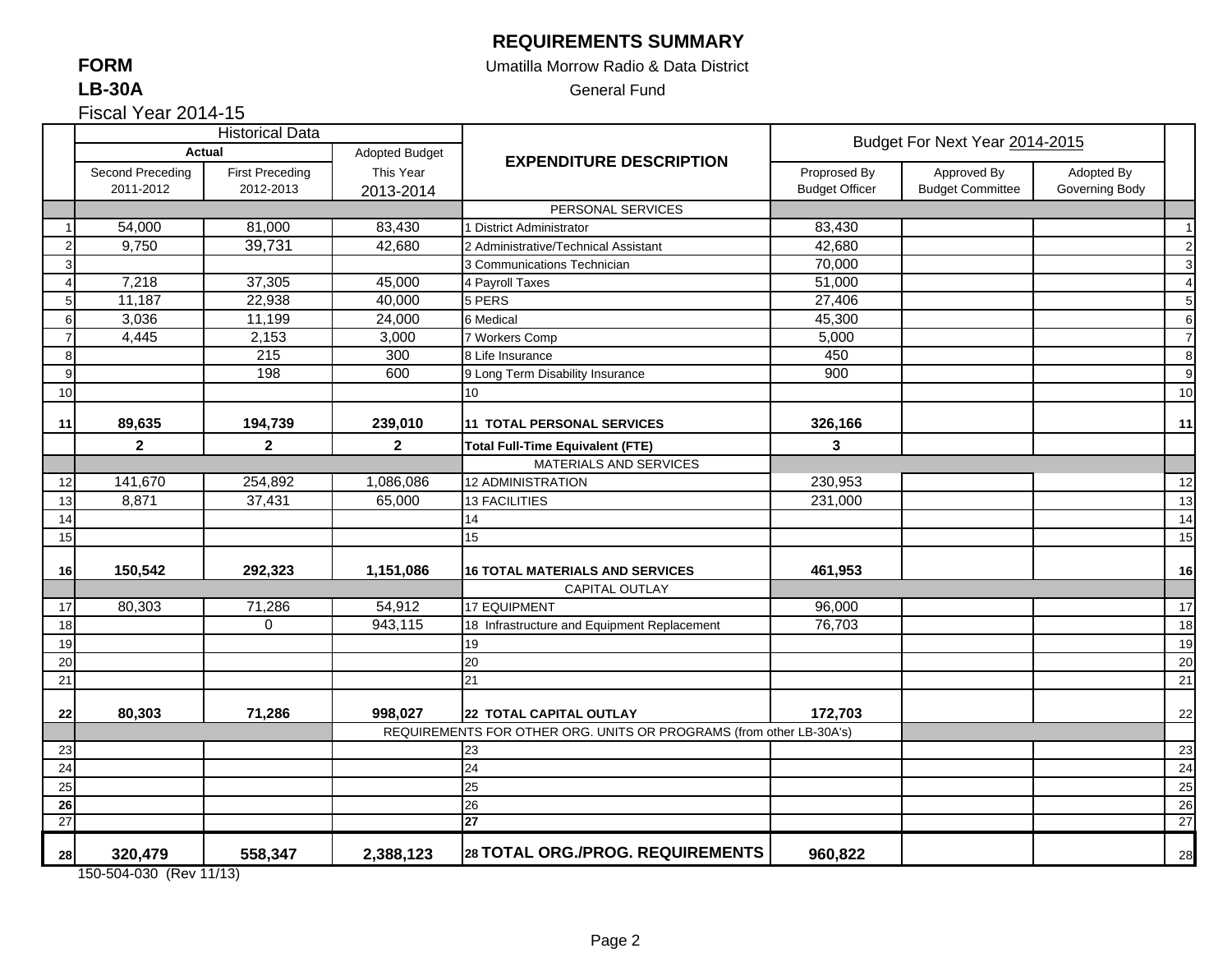# REQUIREMENTS SUMMARY

**FORM**
**LB-30A**
Fiscal Year 2014-15

Umatilla Morrow Radio & Data District
General Fund

| | Historical Data | | | EXPENDITURE DESCRIPTION | Budget For Next Year 2014-2015 | | | |
|---|---|---|---|---|---|---|---|---|
| | Actual | | Adopted Budget | | | | | |
| | Second Preceding 2011-2012 | First Preceding 2012-2013 | This Year 2013-2014 | | Proprosed By Budget Officer | Approved By Budget Committee | Adopted By Governing Body | |
| | | | | PERSONAL SERVICES | | | | |
| 1 | 54,000 | 81,000 | 83,430 | 1 District Administrator | 83,430 | | | 1 |
| 2 | 9,750 | 39,731 | 42,680 | 2 Administrative/Technical Assistant | 42,680 | | | 2 |
| 3 | | | | 3 Communications Technician | 70,000 | | | 3 |
| 4 | 7,218 | 37,305 | 45,000 | 4 Payroll Taxes | 51,000 | | | 4 |
| 5 | 11,187 | 22,938 | 40,000 | 5 PERS | 27,406 | | | 5 |
| 6 | 3,036 | 11,199 | 24,000 | 6 Medical | 45,300 | | | 6 |
| 7 | 4,445 | 2,153 | 3,000 | 7 Workers Comp | 5,000 | | | 7 |
| 8 | | 215 | 300 | 8 Life Insurance | 450 | | | 8 |
| 9 | | 198 | 600 | 9 Long Term Disability Insurance | 900 | | | 9 |
| 10 | | | | 10 | | | | 10 |
| **11** | **89,635** | **194,739** | **239,010** | **11 TOTAL PERSONAL SERVICES** | **326,166** | | | **11** |
| | **2** | **2** | **2** | **Total Full-Time Equivalent (FTE)** | **3** | | | |
| | | | | MATERIALS AND SERVICES | | | | |
| 12 | 141,670 | 254,892 | 1,086,086 | 12 ADMINISTRATION | 230,953 | | | 12 |
| 13 | 8,871 | 37,431 | 65,000 | 13 FACILITIES | 231,000 | | | 13 |
| 14 | | | | 14 | | | | 14 |
| 15 | | | | 15 | | | | 15 |
| **16** | **150,542** | **292,323** | **1,151,086** | **16 TOTAL MATERIALS AND SERVICES** | **461,953** | | | **16** |
| | | | | CAPITAL OUTLAY | | | | |
| 17 | 80,303 | 71,286 | 54,912 | 17 EQUIPMENT | 96,000 | | | 17 |
| 18 | | 0 | 943,115 | 18 Infrastructure and Equipment Replacement | 76,703 | | | 18 |
| 19 | | | | 19 | | | | 19 |
| 20 | | | | 20 | | | | 20 |
| 21 | | | | 21 | | | | 21 |
| **22** | **80,303** | **71,286** | **998,027** | **22 TOTAL CAPITAL OUTLAY** | **172,703** | | | 22 |
| | | | REQUIREMENTS FOR OTHER ORG. UNITS OR PROGRAMS (from other LB-30A's) | | | | | |
| 23 | | | | 23 | | | | 23 |
| 24 | | | | 24 | | | | 24 |
| 25 | | | | 25 | | | | 25 |
| **26** | | | | 26 | | | | 26 |
| 27 | | | | **27** | | | | 27 |
| **28** | **320,479** | **558,347** | **2,388,123** | **28 TOTAL ORG./PROG. REQUIREMENTS** | **960,822** | | | 28 |

150-504-030 (Rev 11/13)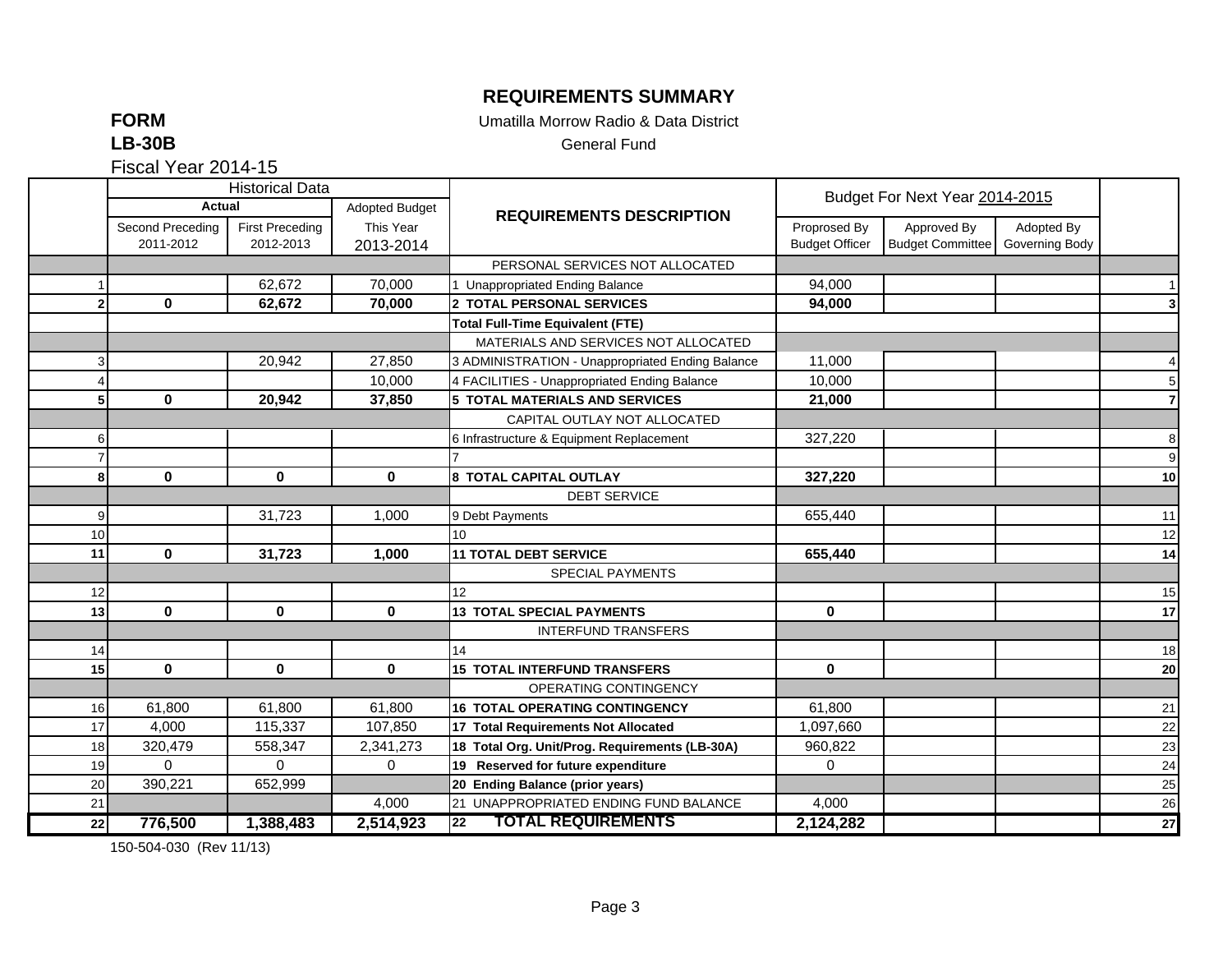# REQUIREMENTS SUMMARY

**FORM**
**LB-30B**
Fiscal Year 2014-15

Umatilla Morrow Radio & Data District
General Fund

| | Historical Data | | | REQUIREMENTS DESCRIPTION | Budget For Next Year 2014-2015 | | | |
|---|---|---|---|---|---|---|---|---|
| | Actual | | Adopted Budget | | | | | |
| | Second Preceding 2011-2012 | First Preceding 2012-2013 | This Year 2013-2014 | | Proprosed By Budget Officer | Approved By Budget Committee | Adopted By Governing Body | |
| | | | | PERSONAL SERVICES NOT ALLOCATED | | | | |
| 1 | | 62,672 | 70,000 | 1 Unappropriated Ending Balance | 94,000 | | | 1 |
| **2** | **0** | **62,672** | **70,000** | **2 TOTAL PERSONAL SERVICES** | **94,000** | | | **3** |
| | | | | **Total Full-Time Equivalent (FTE)** | | | | |
| | | | | MATERIALS AND SERVICES NOT ALLOCATED | | | | |
| 3 | | 20,942 | 27,850 | 3 ADMINISTRATION - Unappropriated Ending Balance | 11,000 | | | 4 |
| 4 | | | 10,000 | 4 FACILITIES - Unappropriated Ending Balance | 10,000 | | | 5 |
| **5** | **0** | **20,942** | **37,850** | **5 TOTAL MATERIALS AND SERVICES** | **21,000** | | | **7** |
| | | | | CAPITAL OUTLAY NOT ALLOCATED | | | | |
| 6 | | | | 6 Infrastructure & Equipment Replacement | 327,220 | | | 8 |
| 7 | | | | 7 | | | | 9 |
| **8** | **0** | **0** | **0** | **8 TOTAL CAPITAL OUTLAY** | **327,220** | | | **10** |
| | | | | DEBT SERVICE | | | | |
| 9 | | 31,723 | 1,000 | 9 Debt Payments | 655,440 | | | 11 |
| 10 | | | | 10 | | | | 12 |
| **11** | **0** | **31,723** | **1,000** | **11 TOTAL DEBT SERVICE** | **655,440** | | | **14** |
| | | | | SPECIAL PAYMENTS | | | | |
| 12 | | | | 12 | | | | 15 |
| **13** | **0** | **0** | **0** | **13 TOTAL SPECIAL PAYMENTS** | **0** | | | **17** |
| | | | | INTERFUND TRANSFERS | | | | |
| 14 | | | | 14 | | | | 18 |
| **15** | **0** | **0** | **0** | **15 TOTAL INTERFUND TRANSFERS** | **0** | | | **20** |
| | | | | OPERATING CONTINGENCY | | | | |
| 16 | 61,800 | 61,800 | 61,800 | **16 TOTAL OPERATING CONTINGENCY** | 61,800 | | | 21 |
| 17 | 4,000 | 115,337 | 107,850 | **17 Total Requirements Not Allocated** | 1,097,660 | | | 22 |
| 18 | 320,479 | 558,347 | 2,341,273 | **18 Total Org. Unit/Prog. Requirements (LB-30A)** | 960,822 | | | 23 |
| 19 | 0 | 0 | 0 | **19 Reserved for future expenditure** | 0 | | | 24 |
| 20 | 390,221 | 652,999 | | **20 Ending Balance (prior years)** | | | | 25 |
| 21 | | | 4,000 | 21 UNAPPROPRIATED ENDING FUND BALANCE | 4,000 | | | 26 |
| **22** | **776,500** | **1,388,483** | **2,514,923** | **22 TOTAL REQUIREMENTS** | **2,124,282** | | | **27** |

150-504-030 (Rev 11/13)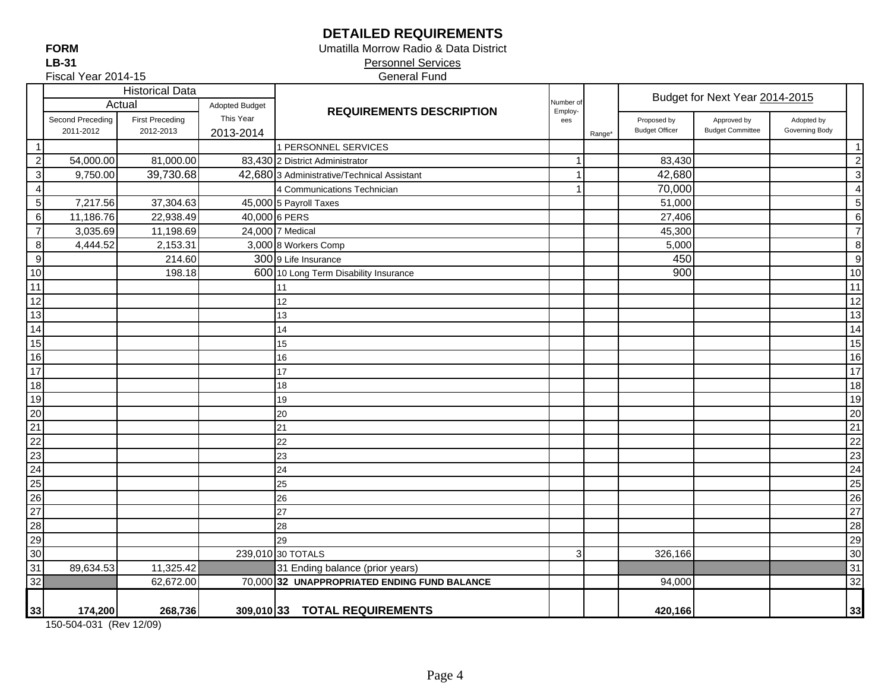# DETAILED REQUIREMENTS

**FORM**
**LB-31**
Fiscal Year 2014-15

Umatilla Morrow Radio & Data District
Personnel Services
General Fund

| | Historical Data | | | REQUIREMENTS DESCRIPTION | Number of Employ-ees | Range* | Budget for Next Year 2014-2015 | | | |
|---|---|---|---|---|---|---|---|---|---|---|
| | Actual | | Adopted Budget | | | | | | | |
| | Second Preceding 2011-2012 | First Preceding 2012-2013 | This Year 2013-2014 | | | | Proposed by Budget Officer | Approved by Budget Committee | Adopted by Governing Body | |
| 1 | | | | 1 PERSONNEL SERVICES | | | | | | 1 |
| 2 | 54,000.00 | 81,000.00 | 83,430 | 2 District Administrator | 1 | | 83,430 | | | 2 |
| 3 | 9,750.00 | 39,730.68 | 42,680 | 3 Administrative/Technical Assistant | 1 | | 42,680 | | | 3 |
| 4 | | | | 4 Communications Technician | 1 | | 70,000 | | | 4 |
| 5 | 7,217.56 | 37,304.63 | 45,000 | 5 Payroll Taxes | | | 51,000 | | | 5 |
| 6 | 11,186.76 | 22,938.49 | 40,000 | 6 PERS | | | 27,406 | | | 6 |
| 7 | 3,035.69 | 11,198.69 | 24,000 | 7 Medical | | | 45,300 | | | 7 |
| 8 | 4,444.52 | 2,153.31 | 3,000 | 8 Workers Comp | | | 5,000 | | | 8 |
| 9 | | 214.60 | 300 | 9 Life Insurance | | | 450 | | | 9 |
| 10 | | 198.18 | 600 | 10 Long Term Disability Insurance | | | 900 | | | 10 |
| 11 | | | | 11 | | | | | | 11 |
| 12 | | | | 12 | | | | | | 12 |
| 13 | | | | 13 | | | | | | 13 |
| 14 | | | | 14 | | | | | | 14 |
| 15 | | | | 15 | | | | | | 15 |
| 16 | | | | 16 | | | | | | 16 |
| 17 | | | | 17 | | | | | | 17 |
| 18 | | | | 18 | | | | | | 18 |
| 19 | | | | 19 | | | | | | 19 |
| 20 | | | | 20 | | | | | | 20 |
| 21 | | | | 21 | | | | | | 21 |
| 22 | | | | 22 | | | | | | 22 |
| 23 | | | | 23 | | | | | | 23 |
| 24 | | | | 24 | | | | | | 24 |
| 25 | | | | 25 | | | | | | 25 |
| 26 | | | | 26 | | | | | | 26 |
| 27 | | | | 27 | | | | | | 27 |
| 28 | | | | 28 | | | | | | 28 |
| 29 | | | | 29 | | | | | | 29 |
| 30 | | | 239,010 | 30 TOTALS | 3 | | 326,166 | | | 30 |
| 31 | 89,634.53 | 11,325.42 | | 31 Ending balance (prior years) | | | | | | 31 |
| 32 | | 62,672.00 | 70,000 | **32 UNAPPROPRIATED ENDING FUND BALANCE** | | | 94,000 | | | 32 |
| **33** | **174,200** | **268,736** | **309,010** | **33 TOTAL REQUIREMENTS** | | | **420,166** | | | **33** |

150-504-031 (Rev 12/09)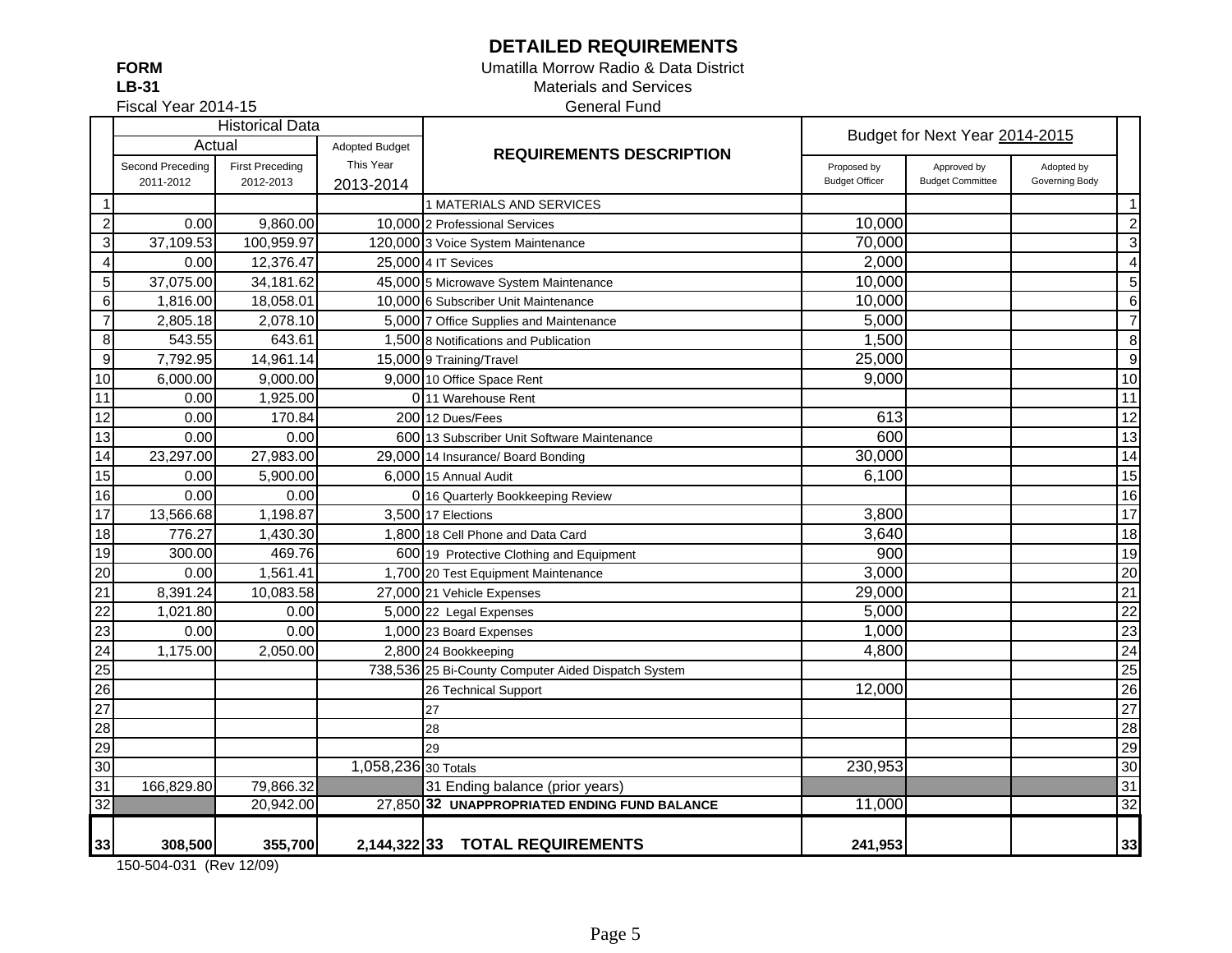# DETAILED REQUIREMENTS

**FORM**
**LB-31**
Fiscal Year 2014-15

Umatilla Morrow Radio & Data District
Materials and Services
General Fund

| | Historical Data | | | REQUIREMENTS DESCRIPTION | Budget for Next Year 2014-2015 | | | |
|---|---|---|---|---|---|---|---|---|
| | Actual | | Adopted Budget | | | | | |
| | Second Preceding 2011-2012 | First Preceding 2012-2013 | This Year 2013-2014 | | Proposed by Budget Officer | Approved by Budget Committee | Adopted by Governing Body | |
| 1 | | | | 1 MATERIALS AND SERVICES | | | | 1 |
| 2 | 0.00 | 9,860.00 | 10,000 | 2 Professional Services | 10,000 | | | 2 |
| 3 | 37,109.53 | 100,959.97 | 120,000 | 3 Voice System Maintenance | 70,000 | | | 3 |
| 4 | 0.00 | 12,376.47 | 25,000 | 4 IT Sevices | 2,000 | | | 4 |
| 5 | 37,075.00 | 34,181.62 | 45,000 | 5 Microwave System Maintenance | 10,000 | | | 5 |
| 6 | 1,816.00 | 18,058.01 | 10,000 | 6 Subscriber Unit Maintenance | 10,000 | | | 6 |
| 7 | 2,805.18 | 2,078.10 | 5,000 | 7 Office Supplies and Maintenance | 5,000 | | | 7 |
| 8 | 543.55 | 643.61 | 1,500 | 8 Notifications and Publication | 1,500 | | | 8 |
| 9 | 7,792.95 | 14,961.14 | 15,000 | 9 Training/Travel | 25,000 | | | 9 |
| 10 | 6,000.00 | 9,000.00 | 9,000 | 10 Office Space Rent | 9,000 | | | 10 |
| 11 | 0.00 | 1,925.00 | 0 | 11 Warehouse Rent | | | | 11 |
| 12 | 0.00 | 170.84 | 200 | 12 Dues/Fees | 613 | | | 12 |
| 13 | 0.00 | 0.00 | 600 | 13 Subscriber Unit Software Maintenance | 600 | | | 13 |
| 14 | 23,297.00 | 27,983.00 | 29,000 | 14 Insurance/ Board Bonding | 30,000 | | | 14 |
| 15 | 0.00 | 5,900.00 | 6,000 | 15 Annual Audit | 6,100 | | | 15 |
| 16 | 0.00 | 0.00 | 0 | 16 Quarterly Bookkeeping Review | | | | 16 |
| 17 | 13,566.68 | 1,198.87 | 3,500 | 17 Elections | 3,800 | | | 17 |
| 18 | 776.27 | 1,430.30 | 1,800 | 18 Cell Phone and Data Card | 3,640 | | | 18 |
| 19 | 300.00 | 469.76 | 600 | 19 Protective Clothing and Equipment | 900 | | | 19 |
| 20 | 0.00 | 1,561.41 | 1,700 | 20 Test Equipment Maintenance | 3,000 | | | 20 |
| 21 | 8,391.24 | 10,083.58 | 27,000 | 21 Vehicle Expenses | 29,000 | | | 21 |
| 22 | 1,021.80 | 0.00 | 5,000 | 22 Legal Expenses | 5,000 | | | 22 |
| 23 | 0.00 | 0.00 | 1,000 | 23 Board Expenses | 1,000 | | | 23 |
| 24 | 1,175.00 | 2,050.00 | 2,800 | 24 Bookkeeping | 4,800 | | | 24 |
| 25 | | | 738,536 | 25 Bi-County Computer Aided Dispatch System | | | | 25 |
| 26 | | | | 26 Technical Support | 12,000 | | | 26 |
| 27 | | | | 27 | | | | 27 |
| 28 | | | | 28 | | | | 28 |
| 29 | | | | 29 | | | | 29 |
| 30 | | | 1,058,236 | 30 Totals | 230,953 | | | 30 |
| 31 | 166,829.80 | 79,866.32 | | 31 Ending balance (prior years) | | | | 31 |
| 32 | | 20,942.00 | 27,850 | **32 UNAPPROPRIATED ENDING FUND BALANCE** | 11,000 | | | 32 |
| **33** | **308,500** | **355,700** | **2,144,322** | **33 TOTAL REQUIREMENTS** | **241,953** | | | **33** |

150-504-031 (Rev 12/09)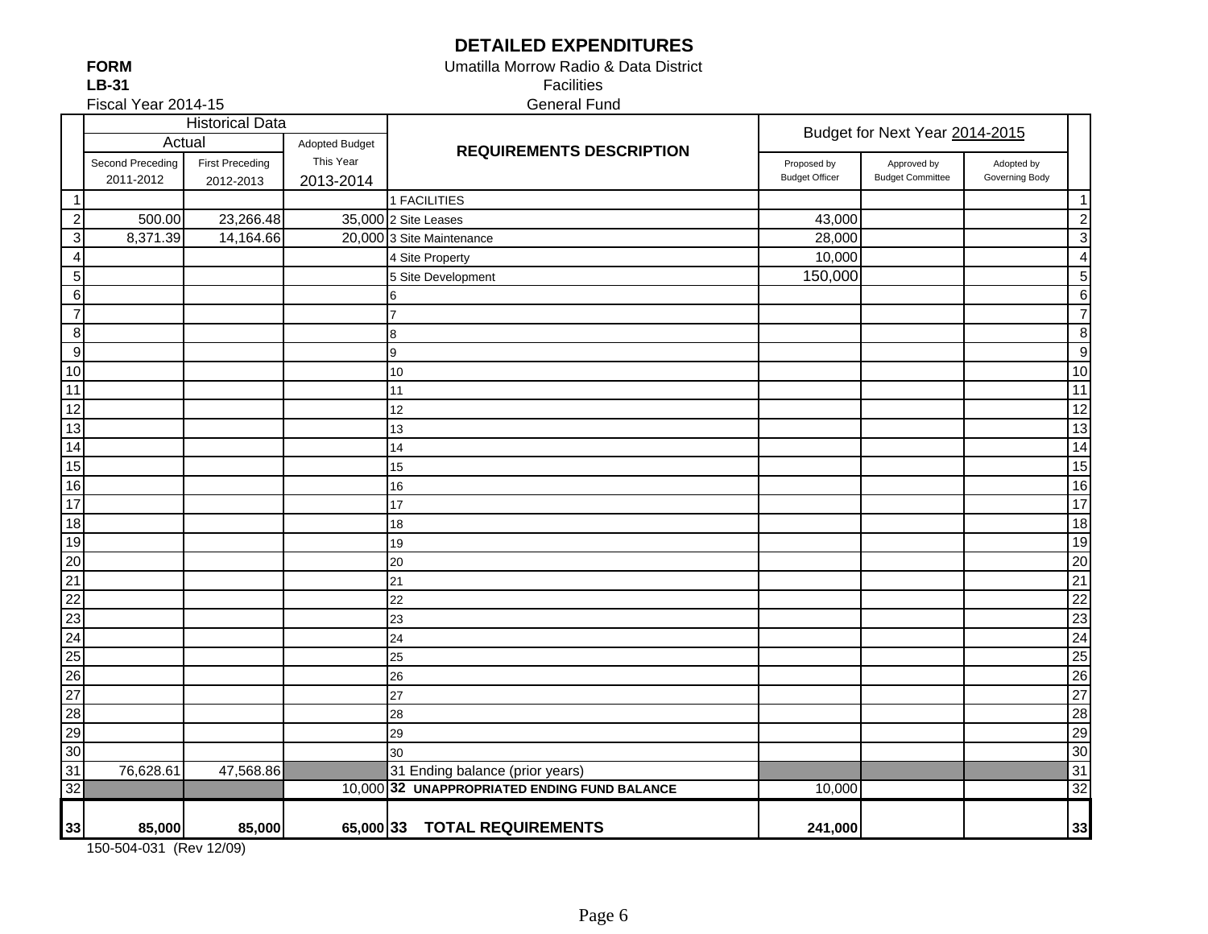# DETAILED EXPENDITURES

**FORM**
**LB-31**
Fiscal Year 2014-15

Umatilla Morrow Radio & Data District
Facilities
General Fund

| | Historical Data | | | REQUIREMENTS DESCRIPTION | Budget for Next Year 2014-2015 | | | |
|---|---|---|---|---|---|---|---|---|
| | Actual | | Adopted Budget | | | | | |
| | Second Preceding 2011-2012 | First Preceding 2012-2013 | This Year 2013-2014 | | Proposed by Budget Officer | Approved by Budget Committee | Adopted by Governing Body | |
| 1 | | | | 1 FACILITIES | | | | 1 |
| 2 | 500.00 | 23,266.48 | 35,000 | 2 Site Leases | 43,000 | | | 2 |
| 3 | 8,371.39 | 14,164.66 | 20,000 | 3 Site Maintenance | 28,000 | | | 3 |
| 4 | | | | 4 Site Property | 10,000 | | | 4 |
| 5 | | | | 5 Site Development | 150,000 | | | 5 |
| 6 | | | | 6 | | | | 6 |
| 7 | | | | 7 | | | | 7 |
| 8 | | | | 8 | | | | 8 |
| 9 | | | | 9 | | | | 9 |
| 10 | | | | 10 | | | | 10 |
| 11 | | | | 11 | | | | 11 |
| 12 | | | | 12 | | | | 12 |
| 13 | | | | 13 | | | | 13 |
| 14 | | | | 14 | | | | 14 |
| 15 | | | | 15 | | | | 15 |
| 16 | | | | 16 | | | | 16 |
| 17 | | | | 17 | | | | 17 |
| 18 | | | | 18 | | | | 18 |
| 19 | | | | 19 | | | | 19 |
| 20 | | | | 20 | | | | 20 |
| 21 | | | | 21 | | | | 21 |
| 22 | | | | 22 | | | | 22 |
| 23 | | | | 23 | | | | 23 |
| 24 | | | | 24 | | | | 24 |
| 25 | | | | 25 | | | | 25 |
| 26 | | | | 26 | | | | 26 |
| 27 | | | | 27 | | | | 27 |
| 28 | | | | 28 | | | | 28 |
| 29 | | | | 29 | | | | 29 |
| 30 | | | | 30 | | | | 30 |
| 31 | 76,628.61 | 47,568.86 | | 31 Ending balance (prior years) | | | | 31 |
| 32 | | | 10,000 | **32 UNAPPROPRIATED ENDING FUND BALANCE** | 10,000 | | | 32 |
| **33** | **85,000** | **85,000** | **65,000** | **33 TOTAL REQUIREMENTS** | **241,000** | | | **33** |

150-504-031 (Rev 12/09)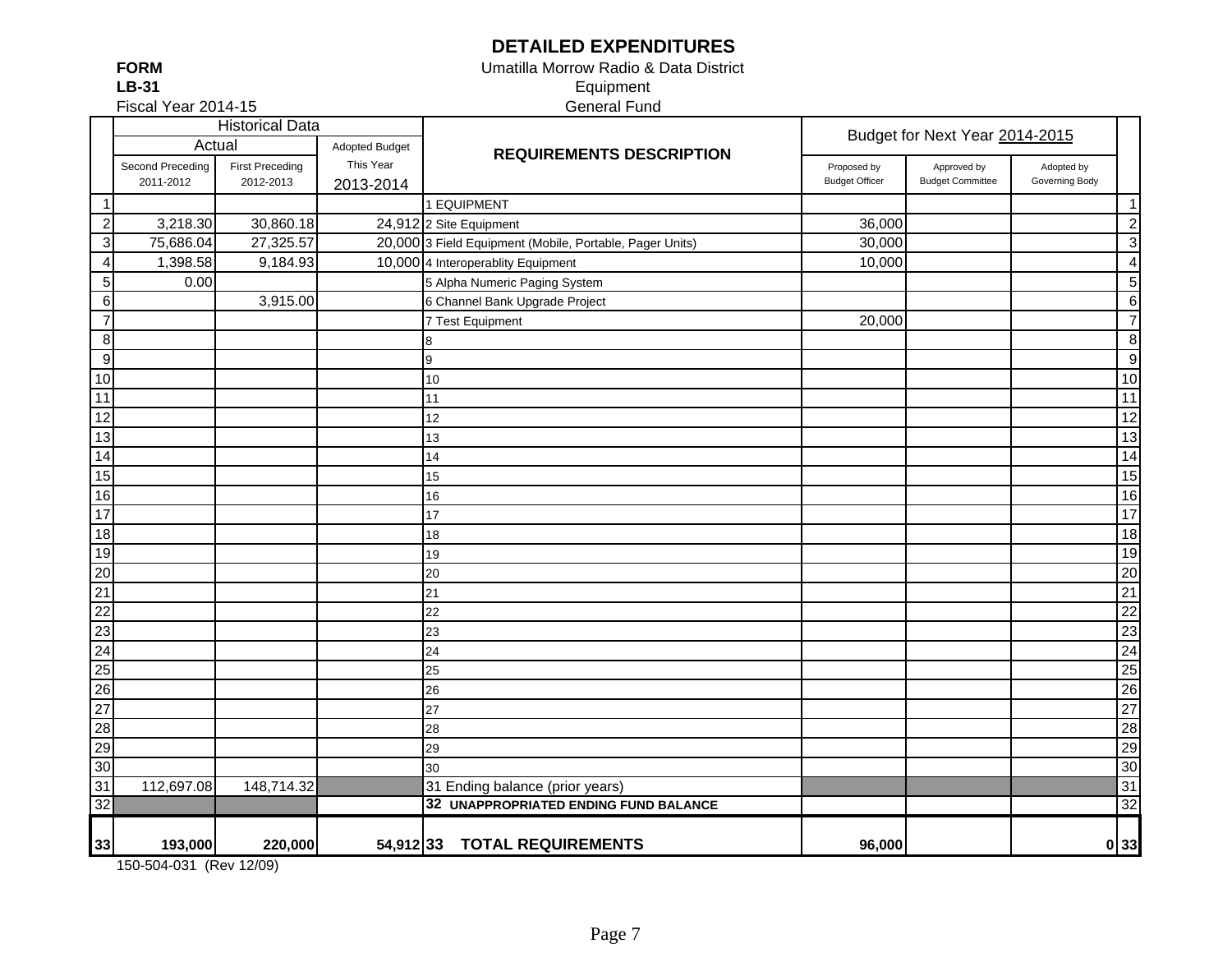# DETAILED EXPENDITURES

**FORM**
**LB-31**
Fiscal Year 2014-15

Umatilla Morrow Radio & Data District
Equipment
General Fund

| | Historical Data | | | REQUIREMENTS DESCRIPTION | Budget for Next Year 2014-2015 | | | |
|---|---|---|---|---|---|---|---|---|
| | Actual | | Adopted Budget | | | | | |
| | Second Preceding 2011-2012 | First Preceding 2012-2013 | This Year 2013-2014 | | Proposed by Budget Officer | Approved by Budget Committee | Adopted by Governing Body | |
| 1 | | | | 1 EQUIPMENT | | | | 1 |
| 2 | 3,218.30 | 30,860.18 | 24,912 | 2 Site Equipment | 36,000 | | | 2 |
| 3 | 75,686.04 | 27,325.57 | 20,000 | 3 Field Equipment (Mobile, Portable, Pager Units) | 30,000 | | | 3 |
| 4 | 1,398.58 | 9,184.93 | 10,000 | 4 Interoperablity Equipment | 10,000 | | | 4 |
| 5 | 0.00 | | | 5 Alpha Numeric Paging System | | | | 5 |
| 6 | | 3,915.00 | | 6 Channel Bank Upgrade Project | | | | 6 |
| 7 | | | | 7 Test Equipment | 20,000 | | | 7 |
| 8 | | | | 8 | | | | 8 |
| 9 | | | | 9 | | | | 9 |
| 10 | | | | 10 | | | | 10 |
| 11 | | | | 11 | | | | 11 |
| 12 | | | | 12 | | | | 12 |
| 13 | | | | 13 | | | | 13 |
| 14 | | | | 14 | | | | 14 |
| 15 | | | | 15 | | | | 15 |
| 16 | | | | 16 | | | | 16 |
| 17 | | | | 17 | | | | 17 |
| 18 | | | | 18 | | | | 18 |
| 19 | | | | 19 | | | | 19 |
| 20 | | | | 20 | | | | 20 |
| 21 | | | | 21 | | | | 21 |
| 22 | | | | 22 | | | | 22 |
| 23 | | | | 23 | | | | 23 |
| 24 | | | | 24 | | | | 24 |
| 25 | | | | 25 | | | | 25 |
| 26 | | | | 26 | | | | 26 |
| 27 | | | | 27 | | | | 27 |
| 28 | | | | 28 | | | | 28 |
| 29 | | | | 29 | | | | 29 |
| 30 | | | | 30 | | | | 30 |
| 31 | 112,697.08 | 148,714.32 | | 31 Ending balance (prior years) | | | | 31 |
| 32 | | | | **32 UNAPPROPRIATED ENDING FUND BALANCE** | | | | 32 |
| **33** | **193,000** | **220,000** | **54,912** | **33 TOTAL REQUIREMENTS** | **96,000** | | **0** | **33** |

150-504-031 (Rev 12/09)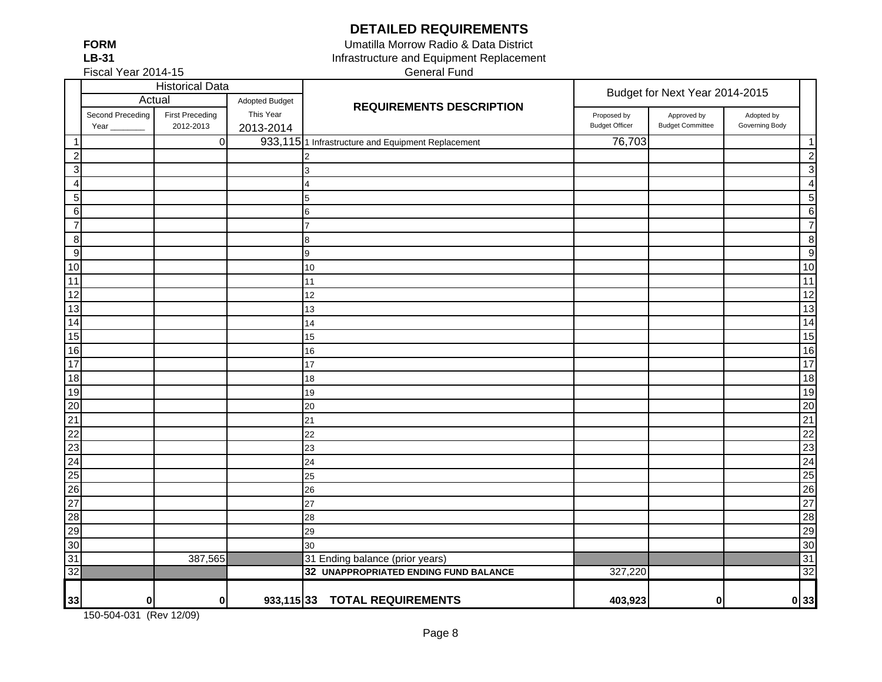# DETAILED REQUIREMENTS

**FORM**
**LB-31**
Fiscal Year 2014-15

Umatilla Morrow Radio & Data District
Infrastructure and Equipment Replacement
General Fund

| | Historical Data | | | REQUIREMENTS DESCRIPTION | Budget for Next Year 2014-2015 | | | |
|---|---|---|---|---|---|---|---|---|
| | Actual | | Adopted Budget | | | | | |
| | Second Preceding Year _______ | First Preceding 2012-2013 | This Year 2013-2014 | | Proposed by Budget Officer | Approved by Budget Committee | Adopted by Governing Body | |
| 1 | | 0 | 933,115 | 1 Infrastructure and Equipment Replacement | 76,703 | | | 1 |
| 2 | | | | 2 | | | | 2 |
| 3 | | | | 3 | | | | 3 |
| 4 | | | | 4 | | | | 4 |
| 5 | | | | 5 | | | | 5 |
| 6 | | | | 6 | | | | 6 |
| 7 | | | | 7 | | | | 7 |
| 8 | | | | 8 | | | | 8 |
| 9 | | | | 9 | | | | 9 |
| 10 | | | | 10 | | | | 10 |
| 11 | | | | 11 | | | | 11 |
| 12 | | | | 12 | | | | 12 |
| 13 | | | | 13 | | | | 13 |
| 14 | | | | 14 | | | | 14 |
| 15 | | | | 15 | | | | 15 |
| 16 | | | | 16 | | | | 16 |
| 17 | | | | 17 | | | | 17 |
| 18 | | | | 18 | | | | 18 |
| 19 | | | | 19 | | | | 19 |
| 20 | | | | 20 | | | | 20 |
| 21 | | | | 21 | | | | 21 |
| 22 | | | | 22 | | | | 22 |
| 23 | | | | 23 | | | | 23 |
| 24 | | | | 24 | | | | 24 |
| 25 | | | | 25 | | | | 25 |
| 26 | | | | 26 | | | | 26 |
| 27 | | | | 27 | | | | 27 |
| 28 | | | | 28 | | | | 28 |
| 29 | | | | 29 | | | | 29 |
| 30 | | | | 30 | | | | 30 |
| 31 | | 387,565 | | 31 Ending balance (prior years) | | | | 31 |
| 32 | | | | **32 UNAPPROPRIATED ENDING FUND BALANCE** | 327,220 | | | 32 |
| **33** | **0** | **0** | **933,115** | **33 TOTAL REQUIREMENTS** | **403,923** | **0** | **0** | **33** |

150-504-031 (Rev 12/09)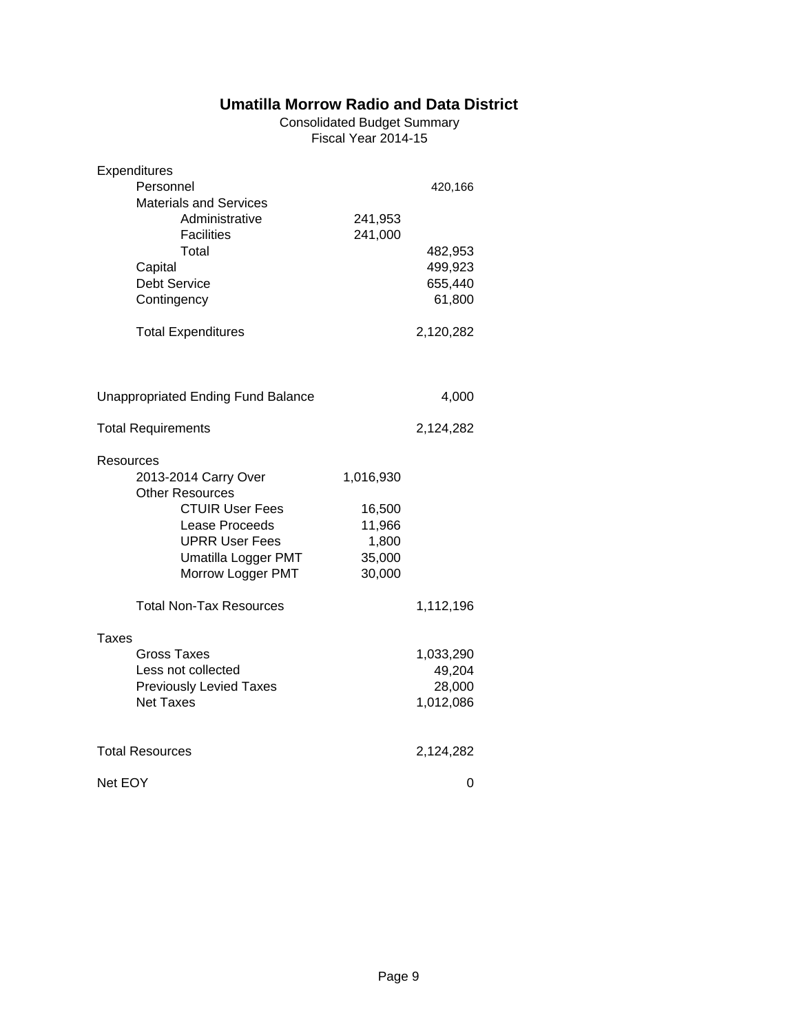# Umatilla Morrow Radio and Data District

Consolidated Budget Summary
Fiscal Year 2014-15

| | | |
|---|---|---|
| **Expenditures** | | |
| Personnel | | 420,166 |
| Materials and Services | | |
| Administrative | 241,953 | |
| Facilities | 241,000 | |
| Total | | 482,953 |
| Capital | | 499,923 |
| Debt Service | | 655,440 |
| Contingency | | 61,800 |
| Total Expenditures | | 2,120,282 |
| | | |
| Unappropriated Ending Fund Balance | | 4,000 |
| Total Requirements | | 2,124,282 |
| **Resources** | | |
| 2013-2014 Carry Over | 1,016,930 | |
| Other Resources | | |
| CTUIR User Fees | 16,500 | |
| Lease Proceeds | 11,966 | |
| UPRR User Fees | 1,800 | |
| Umatilla Logger PMT | 35,000 | |
| Morrow Logger PMT | 30,000 | |
| Total Non-Tax Resources | | 1,112,196 |
| **Taxes** | | |
| Gross Taxes | | 1,033,290 |
| Less not collected | | 49,204 |
| Previously Levied Taxes | | 28,000 |
| Net Taxes | | 1,012,086 |
| | | |
| Total Resources | | 2,124,282 |
| Net EOY | | 0 |